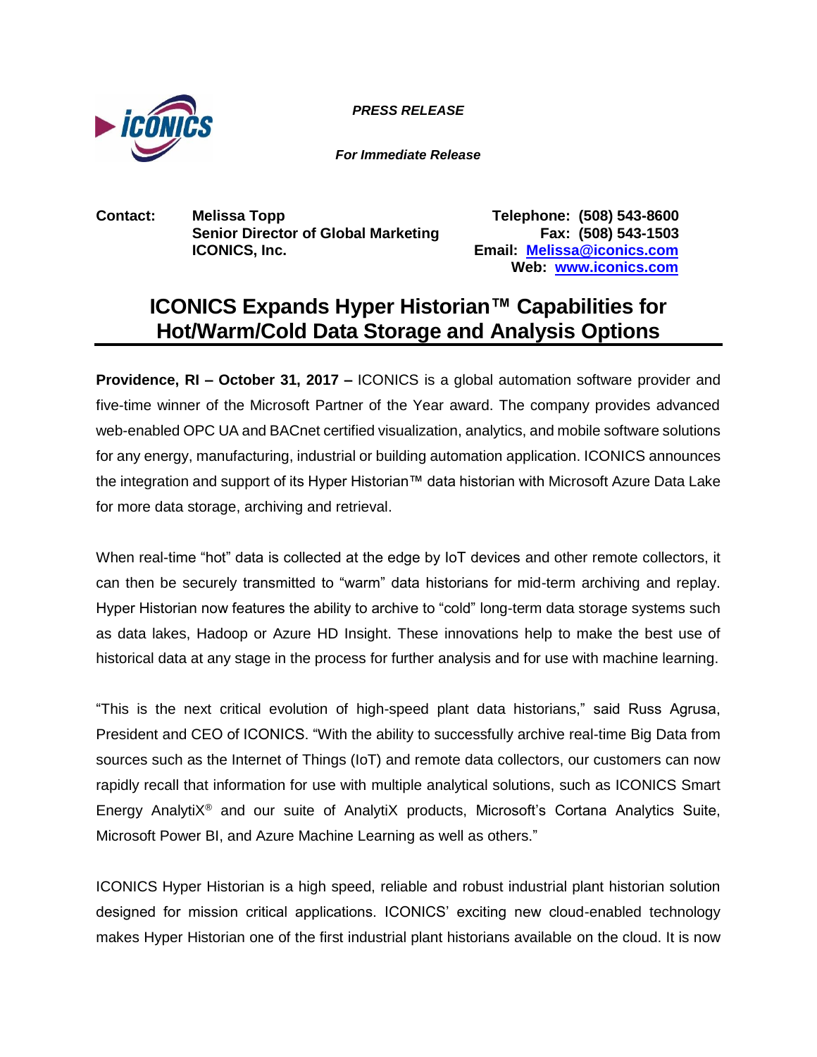*PRESS RELEASE*

*For Immediate Release*

**Contact:** **Melissa Topp**
**Senior Director of Global Marketing**
**ICONICS, Inc.**

**Telephone: (508) 543-8600**
**Fax: (508) 543-1503**
**Email: [Melissa@iconics.com](mailto:Melissa@iconics.com)**
**Web: [www.iconics.com](http://www.iconics.com)**

# ICONICS Expands Hyper Historian™ Capabilities for Hot/Warm/Cold Data Storage and Analysis Options

**Providence, RI – October 31, 2017 –** ICONICS is a global automation software provider and five-time winner of the Microsoft Partner of the Year award. The company provides advanced web-enabled OPC UA and BACnet certified visualization, analytics, and mobile software solutions for any energy, manufacturing, industrial or building automation application. ICONICS announces the integration and support of its Hyper Historian™ data historian with Microsoft Azure Data Lake for more data storage, archiving and retrieval.

When real-time "hot" data is collected at the edge by IoT devices and other remote collectors, it can then be securely transmitted to "warm" data historians for mid-term archiving and replay. Hyper Historian now features the ability to archive to "cold" long-term data storage systems such as data lakes, Hadoop or Azure HD Insight. These innovations help to make the best use of historical data at any stage in the process for further analysis and for use with machine learning.

"This is the next critical evolution of high-speed plant data historians," said Russ Agrusa, President and CEO of ICONICS. "With the ability to successfully archive real-time Big Data from sources such as the Internet of Things (IoT) and remote data collectors, our customers can now rapidly recall that information for use with multiple analytical solutions, such as ICONICS Smart Energy AnalytiX® and our suite of AnalytiX products, Microsoft's Cortana Analytics Suite, Microsoft Power BI, and Azure Machine Learning as well as others."

ICONICS Hyper Historian is a high speed, reliable and robust industrial plant historian solution designed for mission critical applications. ICONICS' exciting new cloud-enabled technology makes Hyper Historian one of the first industrial plant historians available on the cloud. It is now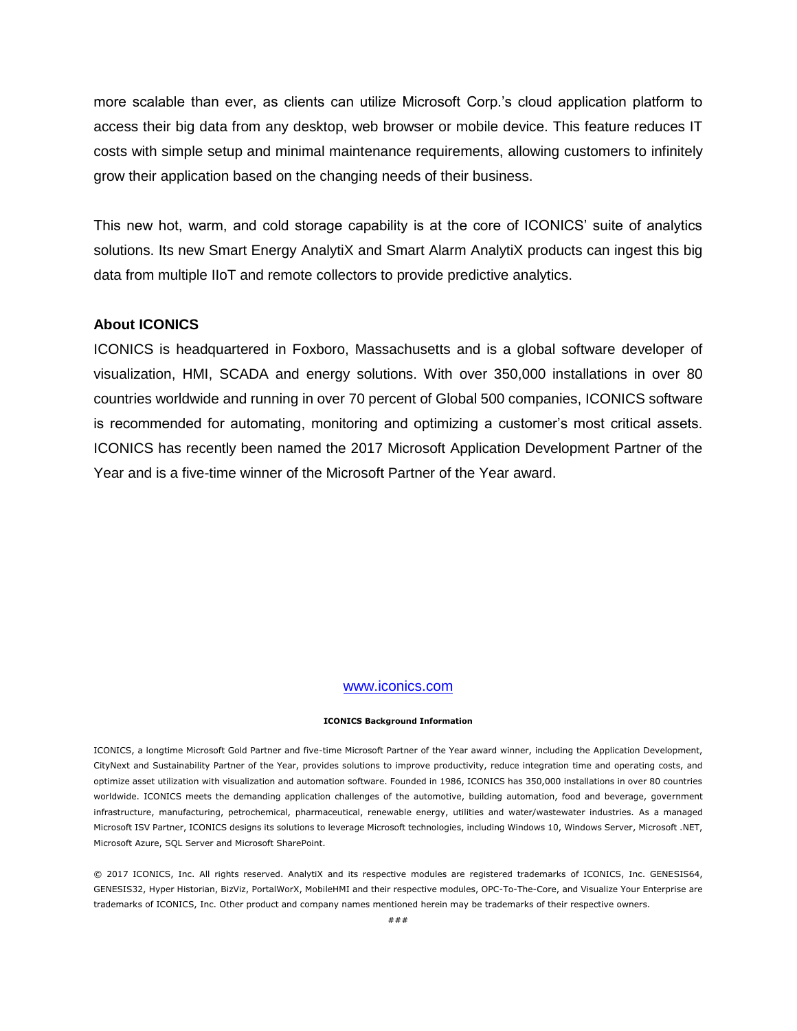more scalable than ever, as clients can utilize Microsoft Corp.'s cloud application platform to access their big data from any desktop, web browser or mobile device. This feature reduces IT costs with simple setup and minimal maintenance requirements, allowing customers to infinitely grow their application based on the changing needs of their business.

This new hot, warm, and cold storage capability is at the core of ICONICS' suite of analytics solutions. Its new Smart Energy AnalytiX and Smart Alarm AnalytiX products can ingest this big data from multiple IIoT and remote collectors to provide predictive analytics.

**About ICONICS**

ICONICS is headquartered in Foxboro, Massachusetts and is a global software developer of visualization, HMI, SCADA and energy solutions. With over 350,000 installations in over 80 countries worldwide and running in over 70 percent of Global 500 companies, ICONICS software is recommended for automating, monitoring and optimizing a customer's most critical assets. ICONICS has recently been named the 2017 Microsoft Application Development Partner of the Year and is a five-time winner of the Microsoft Partner of the Year award.

www.iconics.com

**ICONICS Background Information**

ICONICS, a longtime Microsoft Gold Partner and five-time Microsoft Partner of the Year award winner, including the Application Development, CityNext and Sustainability Partner of the Year, provides solutions to improve productivity, reduce integration time and operating costs, and optimize asset utilization with visualization and automation software. Founded in 1986, ICONICS has 350,000 installations in over 80 countries worldwide. ICONICS meets the demanding application challenges of the automotive, building automation, food and beverage, government infrastructure, manufacturing, petrochemical, pharmaceutical, renewable energy, utilities and water/wastewater industries. As a managed Microsoft ISV Partner, ICONICS designs its solutions to leverage Microsoft technologies, including Windows 10, Windows Server, Microsoft .NET, Microsoft Azure, SQL Server and Microsoft SharePoint.

© 2017 ICONICS, Inc. All rights reserved. AnalytiX and its respective modules are registered trademarks of ICONICS, Inc. GENESIS64, GENESIS32, Hyper Historian, BizViz, PortalWorX, MobileHMI and their respective modules, OPC-To-The-Core, and Visualize Your Enterprise are trademarks of ICONICS, Inc. Other product and company names mentioned herein may be trademarks of their respective owners.

###